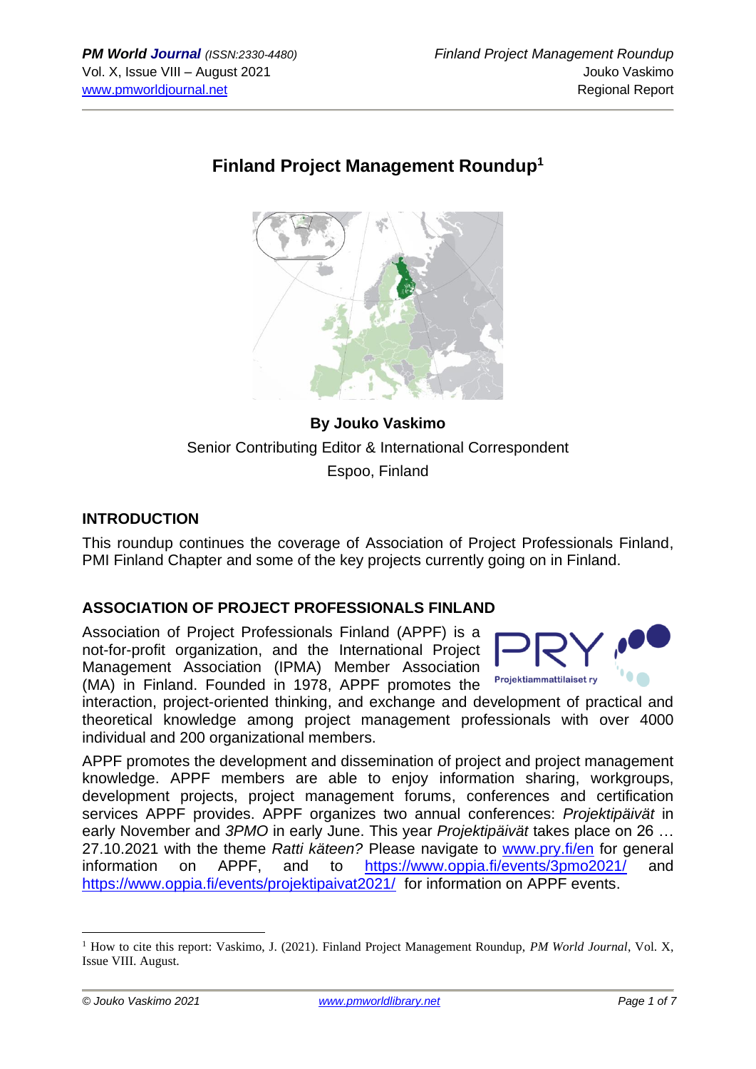# Finland Project Management Roundup[1]

**By Jouko Vaskimo**

Senior Contributing Editor & International Correspondent

Espoo, Finland

## INTRODUCTION

This roundup continues the coverage of Association of Project Professionals Finland, PMI Finland Chapter and some of the key projects currently going on in Finland.

## ASSOCIATION OF PROJECT PROFESSIONALS FINLAND

Association of Project Professionals Finland (APPF) is a not-for-profit organization, and the International Project Management Association (IPMA) Member Association (MA) in Finland. Founded in 1978, APPF promotes the interaction, project-oriented thinking, and exchange and development of practical and theoretical knowledge among project management professionals with over 4000 individual and 200 organizational members.

APPF promotes the development and dissemination of project and project management knowledge. APPF members are able to enjoy information sharing, workgroups, development projects, project management forums, conferences and certification services APPF provides. APPF organizes two annual conferences: *Projektipäivät* in early November and *3PMO* in early June. This year *Projektipäivät* takes place on 26 … 27.10.2021 with the theme *Ratti käteen?* Please navigate to www.pry.fi/en for general information on APPF, and to https://www.oppia.fi/events/3pmo2021/ and https://www.oppia.fi/events/projektipaivat2021/ for information on APPF events.

---

[1] How to cite this report: Vaskimo, J. (2021). Finland Project Management Roundup, *PM World Journal*, Vol. X, Issue VIII. August.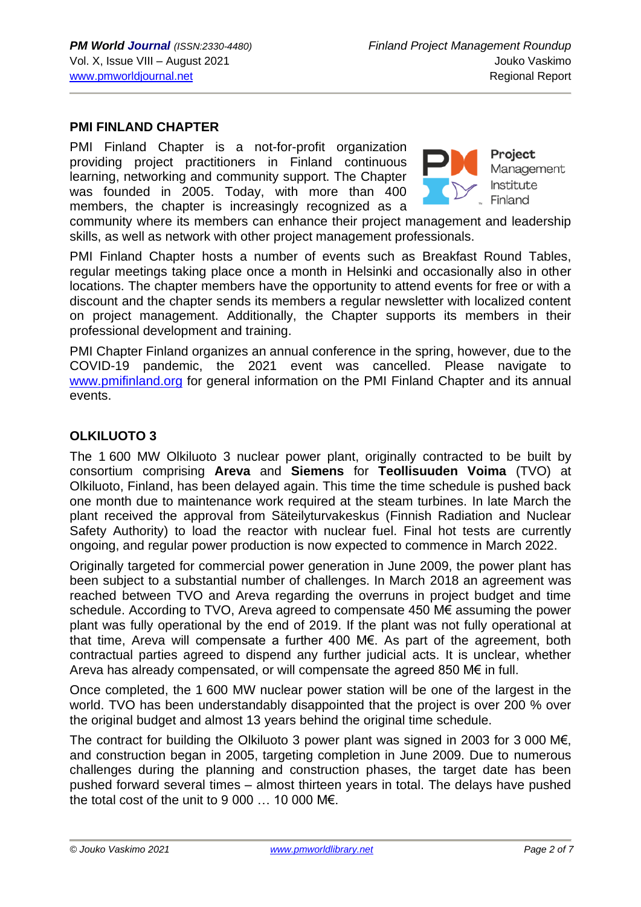## PMI FINLAND CHAPTER

PMI Finland Chapter is a not-for-profit organization providing project practitioners in Finland continuous learning, networking and community support. The Chapter was founded in 2005. Today, with more than 400 members, the chapter is increasingly recognized as a community where its members can enhance their project management and leadership skills, as well as network with other project management professionals.

PMI Finland Chapter hosts a number of events such as Breakfast Round Tables, regular meetings taking place once a month in Helsinki and occasionally also in other locations. The chapter members have the opportunity to attend events for free or with a discount and the chapter sends its members a regular newsletter with localized content on project management. Additionally, the Chapter supports its members in their professional development and training.

PMI Chapter Finland organizes an annual conference in the spring, however, due to the COVID-19 pandemic, the 2021 event was cancelled. Please navigate to www.pmifinland.org for general information on the PMI Finland Chapter and its annual events.

## OLKILUOTO 3

The 1 600 MW Olkiluoto 3 nuclear power plant, originally contracted to be built by consortium comprising **Areva** and **Siemens** for **Teollisuuden Voima** (TVO) at Olkiluoto, Finland, has been delayed again. This time the time schedule is pushed back one month due to maintenance work required at the steam turbines. In late March the plant received the approval from Säteilyturvakeskus (Finnish Radiation and Nuclear Safety Authority) to load the reactor with nuclear fuel. Final hot tests are currently ongoing, and regular power production is now expected to commence in March 2022.

Originally targeted for commercial power generation in June 2009, the power plant has been subject to a substantial number of challenges. In March 2018 an agreement was reached between TVO and Areva regarding the overruns in project budget and time schedule. According to TVO, Areva agreed to compensate 450 M€ assuming the power plant was fully operational by the end of 2019. If the plant was not fully operational at that time, Areva will compensate a further 400 M€. As part of the agreement, both contractual parties agreed to dispend any further judicial acts. It is unclear, whether Areva has already compensated, or will compensate the agreed 850 M€ in full.

Once completed, the 1 600 MW nuclear power station will be one of the largest in the world. TVO has been understandably disappointed that the project is over 200 % over the original budget and almost 13 years behind the original time schedule.

The contract for building the Olkiluoto 3 power plant was signed in 2003 for 3 000 M€, and construction began in 2005, targeting completion in June 2009. Due to numerous challenges during the planning and construction phases, the target date has been pushed forward several times – almost thirteen years in total. The delays have pushed the total cost of the unit to 9 000 … 10 000 M€.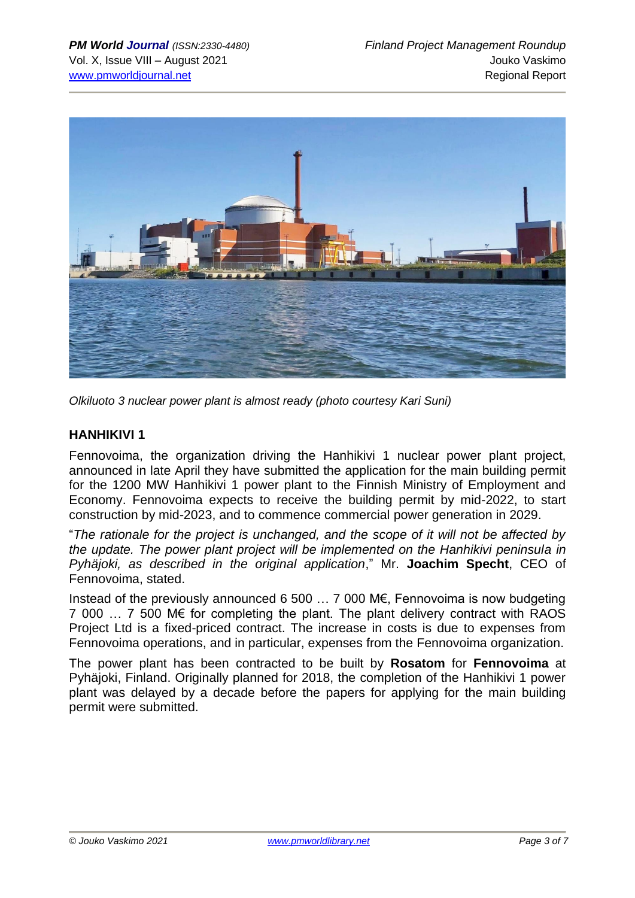*Olkiluoto 3 nuclear power plant is almost ready (photo courtesy Kari Suni)*

## HANHIKIVI 1

Fennovoima, the organization driving the Hanhikivi 1 nuclear power plant project, announced in late April they have submitted the application for the main building permit for the 1200 MW Hanhikivi 1 power plant to the Finnish Ministry of Employment and Economy. Fennovoima expects to receive the building permit by mid-2022, to start construction by mid-2023, and to commence commercial power generation in 2029.

"*The rationale for the project is unchanged, and the scope of it will not be affected by the update. The power plant project will be implemented on the Hanhikivi peninsula in Pyhäjoki, as described in the original application*," Mr. **Joachim Specht**, CEO of Fennovoima, stated.

Instead of the previously announced 6 500 … 7 000 M€, Fennovoima is now budgeting 7 000 … 7 500 M€ for completing the plant. The plant delivery contract with RAOS Project Ltd is a fixed-priced contract. The increase in costs is due to expenses from Fennovoima operations, and in particular, expenses from the Fennovoima organization.

The power plant has been contracted to be built by **Rosatom** for **Fennovoima** at Pyhäjoki, Finland. Originally planned for 2018, the completion of the Hanhikivi 1 power plant was delayed by a decade before the papers for applying for the main building permit were submitted.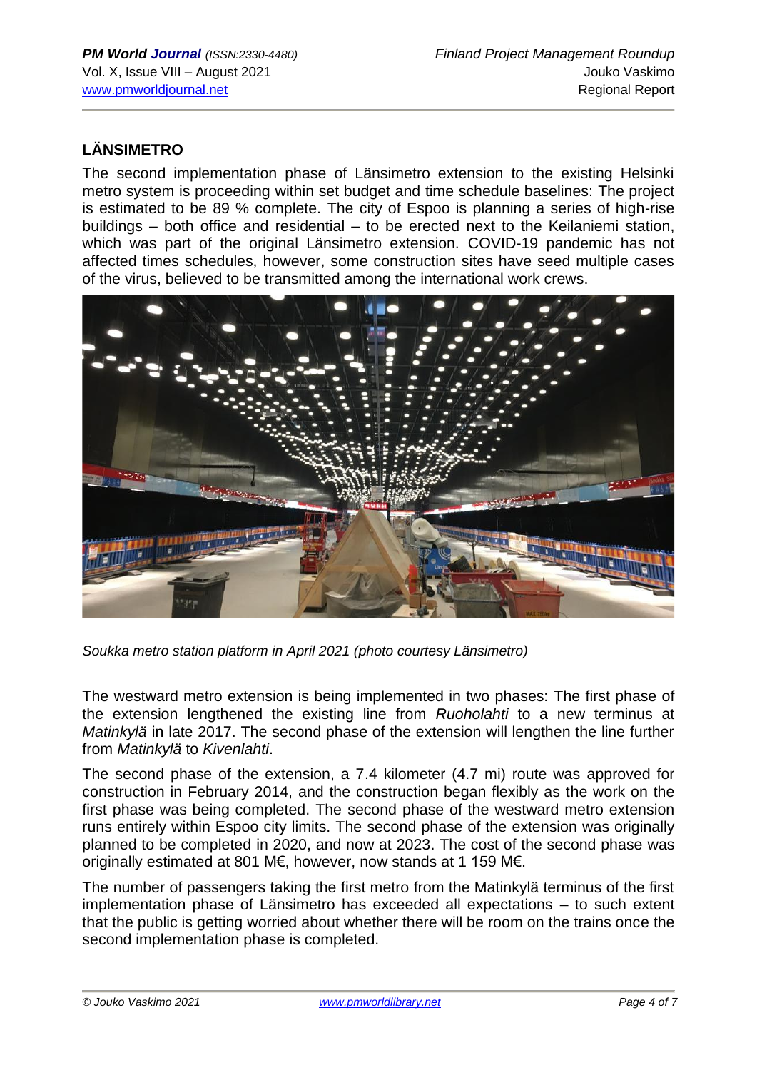## LÄNSIMETRO

The second implementation phase of Länsimetro extension to the existing Helsinki metro system is proceeding within set budget and time schedule baselines: The project is estimated to be 89 % complete. The city of Espoo is planning a series of high-rise buildings – both office and residential – to be erected next to the Keilaniemi station, which was part of the original Länsimetro extension. COVID-19 pandemic has not affected times schedules, however, some construction sites have seed multiple cases of the virus, believed to be transmitted among the international work crews.

*Soukka metro station platform in April 2021 (photo courtesy Länsimetro)*

The westward metro extension is being implemented in two phases: The first phase of the extension lengthened the existing line from *Ruoholahti* to a new terminus at *Matinkylä* in late 2017. The second phase of the extension will lengthen the line further from *Matinkylä* to *Kivenlahti*.

The second phase of the extension, a 7.4 kilometer (4.7 mi) route was approved for construction in February 2014, and the construction began flexibly as the work on the first phase was being completed. The second phase of the westward metro extension runs entirely within Espoo city limits. The second phase of the extension was originally planned to be completed in 2020, and now at 2023. The cost of the second phase was originally estimated at 801 M€, however, now stands at 1 159 M€.

The number of passengers taking the first metro from the Matinkylä terminus of the first implementation phase of Länsimetro has exceeded all expectations – to such extent that the public is getting worried about whether there will be room on the trains once the second implementation phase is completed.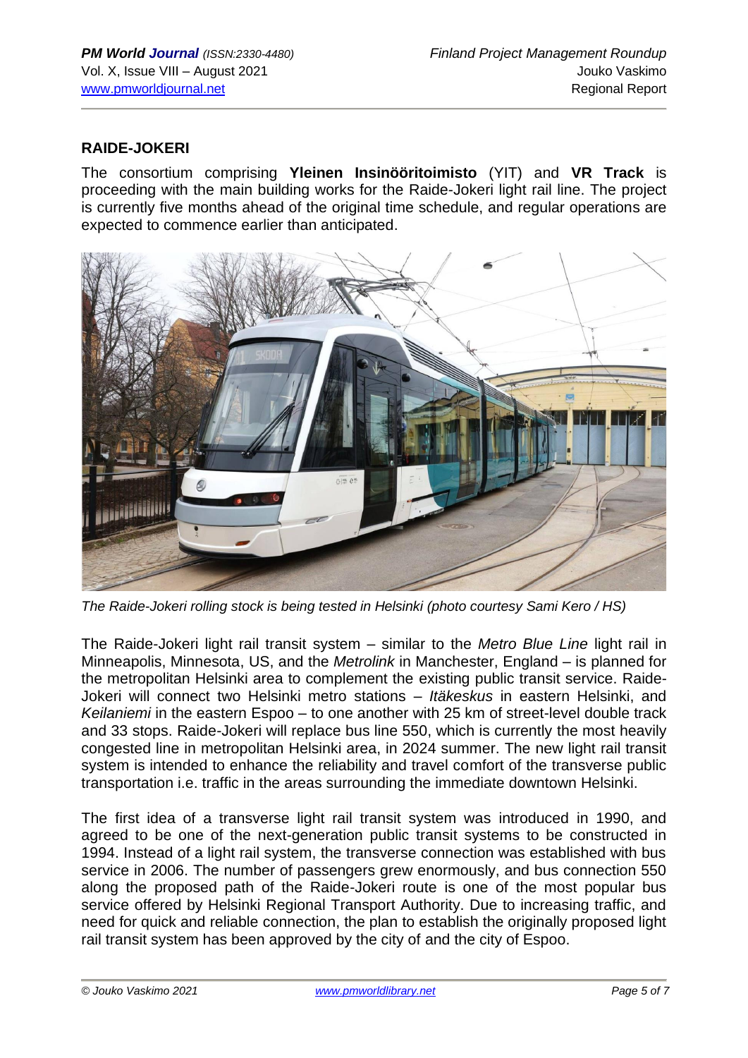## RAIDE-JOKERI

The consortium comprising **Yleinen Insinööritoimisto** (YIT) and **VR Track** is proceeding with the main building works for the Raide-Jokeri light rail line. The project is currently five months ahead of the original time schedule, and regular operations are expected to commence earlier than anticipated.

*The Raide-Jokeri rolling stock is being tested in Helsinki (photo courtesy Sami Kero / HS)*

The Raide-Jokeri light rail transit system – similar to the *Metro Blue Line* light rail in Minneapolis, Minnesota, US, and the *Metrolink* in Manchester, England – is planned for the metropolitan Helsinki area to complement the existing public transit service. Raide-Jokeri will connect two Helsinki metro stations – *Itäkeskus* in eastern Helsinki, and *Keilaniemi* in the eastern Espoo – to one another with 25 km of street-level double track and 33 stops. Raide-Jokeri will replace bus line 550, which is currently the most heavily congested line in metropolitan Helsinki area, in 2024 summer. The new light rail transit system is intended to enhance the reliability and travel comfort of the transverse public transportation i.e. traffic in the areas surrounding the immediate downtown Helsinki.

The first idea of a transverse light rail transit system was introduced in 1990, and agreed to be one of the next-generation public transit systems to be constructed in 1994. Instead of a light rail system, the transverse connection was established with bus service in 2006. The number of passengers grew enormously, and bus connection 550 along the proposed path of the Raide-Jokeri route is one of the most popular bus service offered by Helsinki Regional Transport Authority. Due to increasing traffic, and need for quick and reliable connection, the plan to establish the originally proposed light rail transit system has been approved by the city of and the city of Espoo.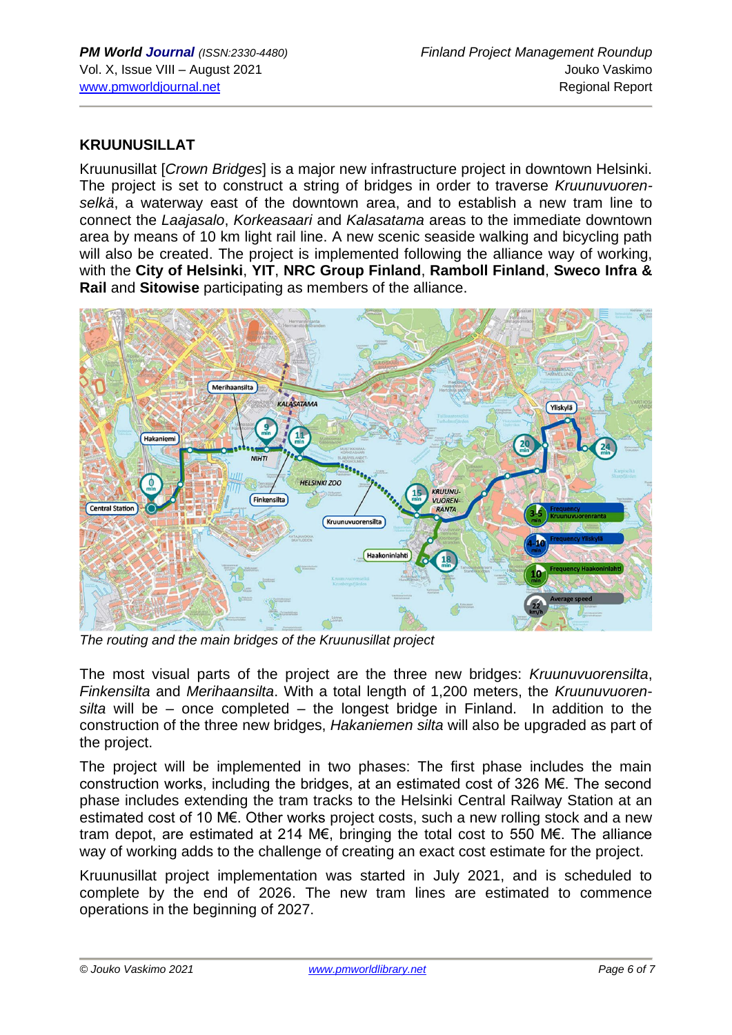## KRUUNUSILLAT

Kruunusillat [*Crown Bridges*] is a major new infrastructure project in downtown Helsinki. The project is set to construct a string of bridges in order to traverse *Kruunuvuoren-selkä*, a waterway east of the downtown area, and to establish a new tram line to connect the *Laajasalo*, *Korkeasaari* and *Kalasatama* areas to the immediate downtown area by means of 10 km light rail line. A new scenic seaside walking and bicycling path will also be created. The project is implemented following the alliance way of working, with the **City of Helsinki**, **YIT**, **NRC Group Finland**, **Ramboll Finland**, **Sweco Infra & Rail** and **Sitowise** participating as members of the alliance.

*The routing and the main bridges of the Kruunusillat project*

The most visual parts of the project are the three new bridges: *Kruunuvuorensilta*, *Finkensilta* and *Merihaansilta*. With a total length of 1,200 meters, the *Kruunuvuoren-silta* will be – once completed – the longest bridge in Finland. In addition to the construction of the three new bridges, *Hakaniemen silta* will also be upgraded as part of the project.

The project will be implemented in two phases: The first phase includes the main construction works, including the bridges, at an estimated cost of 326 M€. The second phase includes extending the tram tracks to the Helsinki Central Railway Station at an estimated cost of 10 M€. Other works project costs, such a new rolling stock and a new tram depot, are estimated at 214 M€, bringing the total cost to 550 M€. The alliance way of working adds to the challenge of creating an exact cost estimate for the project.

Kruunusillat project implementation was started in July 2021, and is scheduled to complete by the end of 2026. The new tram lines are estimated to commence operations in the beginning of 2027.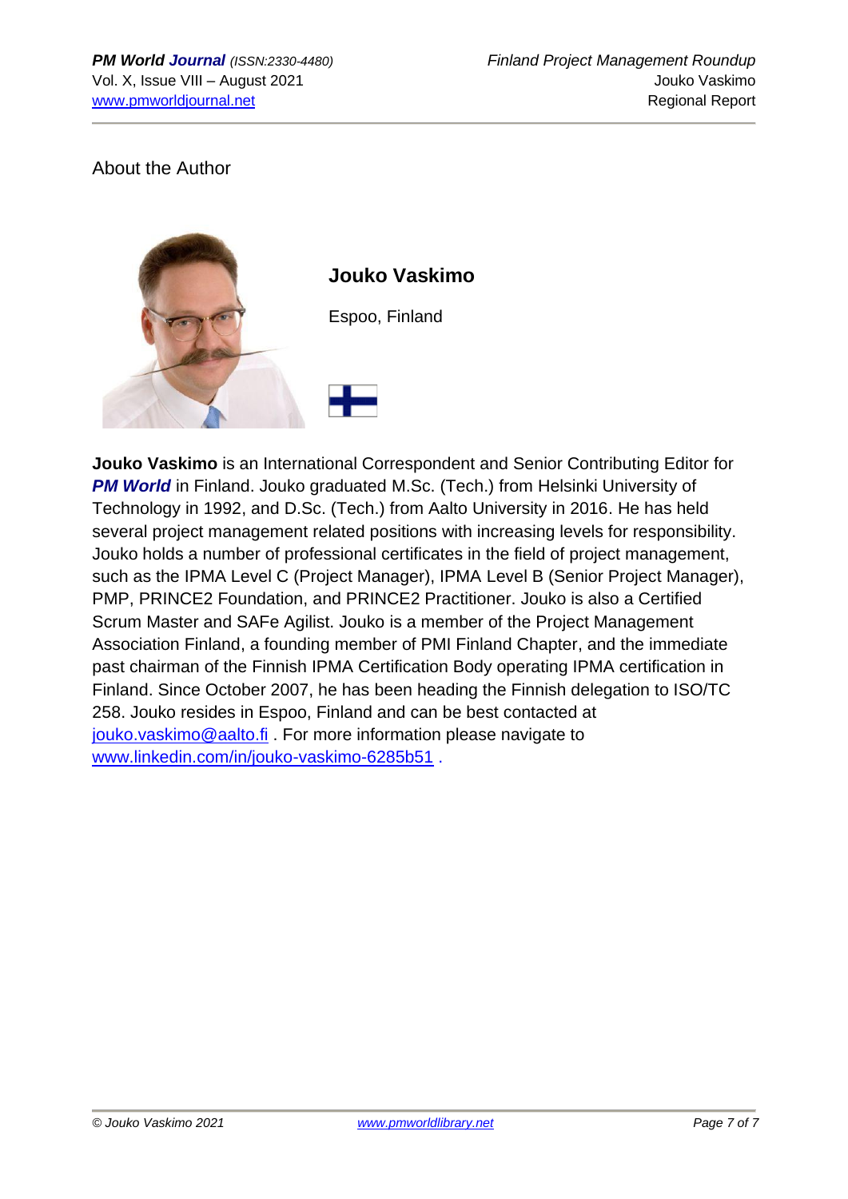## About the Author

### Jouko Vaskimo

Espoo, Finland

**Jouko Vaskimo** is an International Correspondent and Senior Contributing Editor for ***PM World*** in Finland. Jouko graduated M.Sc. (Tech.) from Helsinki University of Technology in 1992, and D.Sc. (Tech.) from Aalto University in 2016. He has held several project management related positions with increasing levels for responsibility. Jouko holds a number of professional certificates in the field of project management, such as the IPMA Level C (Project Manager), IPMA Level B (Senior Project Manager), PMP, PRINCE2 Foundation, and PRINCE2 Practitioner. Jouko is also a Certified Scrum Master and SAFe Agilist. Jouko is a member of the Project Management Association Finland, a founding member of PMI Finland Chapter, and the immediate past chairman of the Finnish IPMA Certification Body operating IPMA certification in Finland. Since October 2007, he has been heading the Finnish delegation to ISO/TC 258. Jouko resides in Espoo, Finland and can be best contacted at jouko.vaskimo@aalto.fi . For more information please navigate to www.linkedin.com/in/jouko-vaskimo-6285b51 .